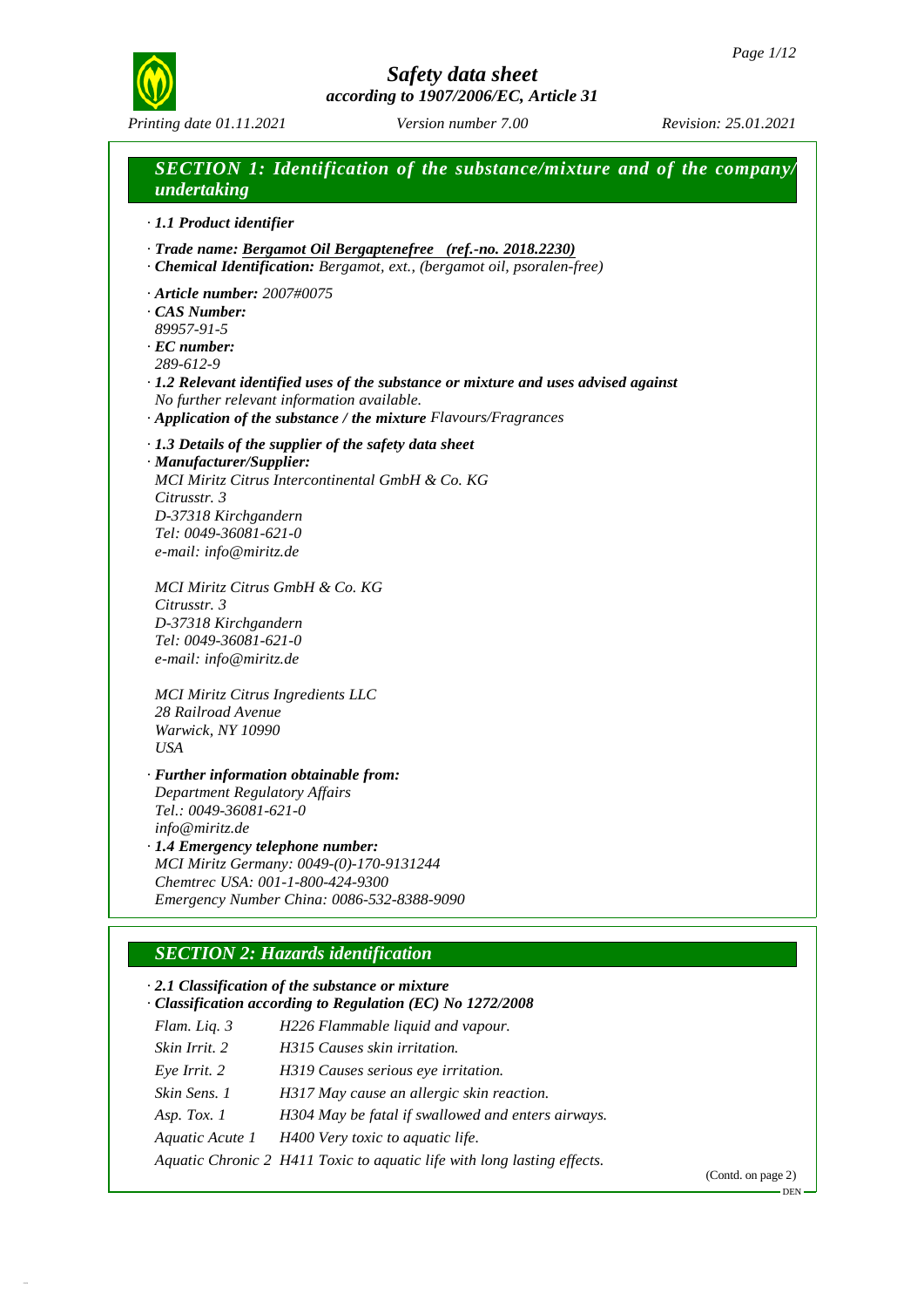# Safety data sheet
*according to 1907/2006/EC, Article 31*

*Printing date 01.11.2021* *Version number 7.00* *Revision: 25.01.2021*

## SECTION 1: Identification of the substance/mixture and of the company/undertaking

· **1.1 Product identifier**

· **Trade name:** **Bergamot Oil Bergaptenefree (ref.-no. 2018.2230)**
· **Chemical Identification:** Bergamot, ext., (bergamot oil, psoralen-free)

· **Article number:** 2007#0075
· **CAS Number:**
89957-91-5
· **EC number:**
289-612-9
· **1.2 Relevant identified uses of the substance or mixture and uses advised against**
No further relevant information available.
· **Application of the substance / the mixture** Flavours/Fragrances

· **1.3 Details of the supplier of the safety data sheet**
· **Manufacturer/Supplier:**
MCI Miritz Citrus Intercontinental GmbH & Co. KG
Citrusstr. 3
D-37318 Kirchgandern
Tel: 0049-36081-621-0
e-mail: info@miritz.de

MCI Miritz Citrus GmbH & Co. KG
Citrusstr. 3
D-37318 Kirchgandern
Tel: 0049-36081-621-0
e-mail: info@miritz.de

MCI Miritz Citrus Ingredients LLC
28 Railroad Avenue
Warwick, NY 10990
USA

· **Further information obtainable from:**
Department Regulatory Affairs
Tel.: 0049-36081-621-0
info@miritz.de
· **1.4 Emergency telephone number:**
MCI Miritz Germany: 0049-(0)-170-9131244
Chemtrec USA: 001-1-800-424-9300
Emergency Number China: 0086-532-8388-9090

## SECTION 2: Hazards identification

· **2.1 Classification of the substance or mixture**
· **Classification according to Regulation (EC) No 1272/2008**

| | |
|---|---|
| Flam. Liq. 3 | H226 Flammable liquid and vapour. |
| Skin Irrit. 2 | H315 Causes skin irritation. |
| Eye Irrit. 2 | H319 Causes serious eye irritation. |
| Skin Sens. 1 | H317 May cause an allergic skin reaction. |
| Asp. Tox. 1 | H304 May be fatal if swallowed and enters airways. |
| Aquatic Acute 1 | H400 Very toxic to aquatic life. |
| Aquatic Chronic 2 | H411 Toxic to aquatic life with long lasting effects. |

(Contd. on page 2)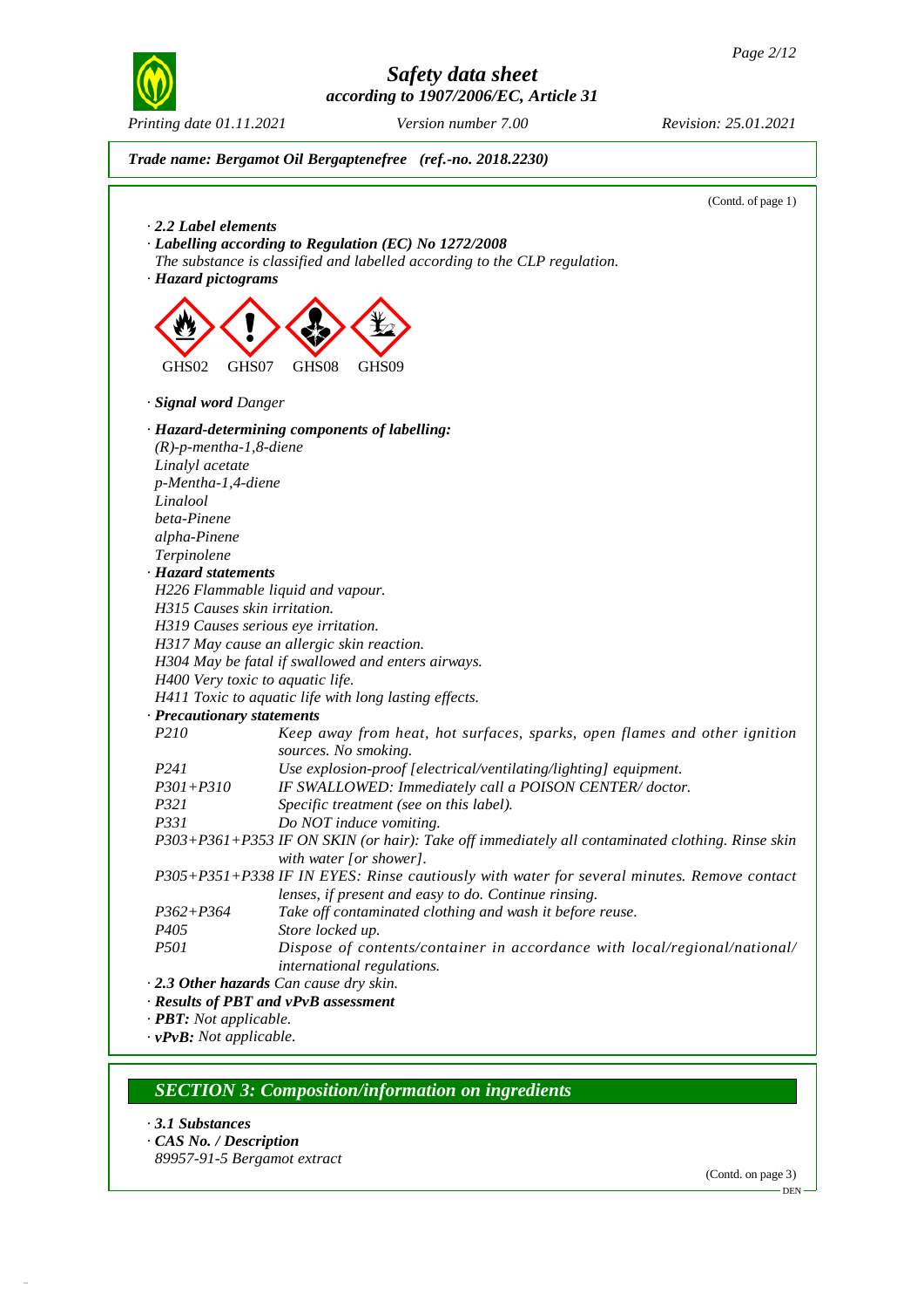**Trade name: Bergamot Oil Bergaptenefree (ref.-no. 2018.2230)**

(Contd. of page 1)

· **2.2 Label elements**

· **Labelling according to Regulation (EC) No 1272/2008**

The substance is classified and labelled according to the CLP regulation.

· **Hazard pictograms**

GHS02 GHS07 GHS08 GHS09

· **Signal word** Danger

· **Hazard-determining components of labelling:**

(R)-p-mentha-1,8-diene
Linalyl acetate
p-Mentha-1,4-diene
Linalool
beta-Pinene
alpha-Pinene
Terpinolene

· **Hazard statements**

H226 Flammable liquid and vapour.
H315 Causes skin irritation.
H319 Causes serious eye irritation.
H317 May cause an allergic skin reaction.
H304 May be fatal if swallowed and enters airways.
H400 Very toxic to aquatic life.
H411 Toxic to aquatic life with long lasting effects.

· **Precautionary statements**

| | |
|---|---|
| P210 | Keep away from heat, hot surfaces, sparks, open flames and other ignition sources. No smoking. |
| P241 | Use explosion-proof [electrical/ventilating/lighting] equipment. |
| P301+P310 | IF SWALLOWED: Immediately call a POISON CENTER/ doctor. |
| P321 | Specific treatment (see on this label). |
| P331 | Do NOT induce vomiting. |
| P303+P361+P353 | IF ON SKIN (or hair): Take off immediately all contaminated clothing. Rinse skin with water [or shower]. |
| P305+P351+P338 | IF IN EYES: Rinse cautiously with water for several minutes. Remove contact lenses, if present and easy to do. Continue rinsing. |
| P362+P364 | Take off contaminated clothing and wash it before reuse. |
| P405 | Store locked up. |
| P501 | Dispose of contents/container in accordance with local/regional/national/ international regulations. |

· **2.3 Other hazards** Can cause dry skin.

· **Results of PBT and vPvB assessment**

· **PBT:** Not applicable.

· **vPvB:** Not applicable.

## SECTION 3: Composition/information on ingredients

· **3.1 Substances**

· **CAS No. / Description**

89957-91-5 Bergamot extract

(Contd. on page 3)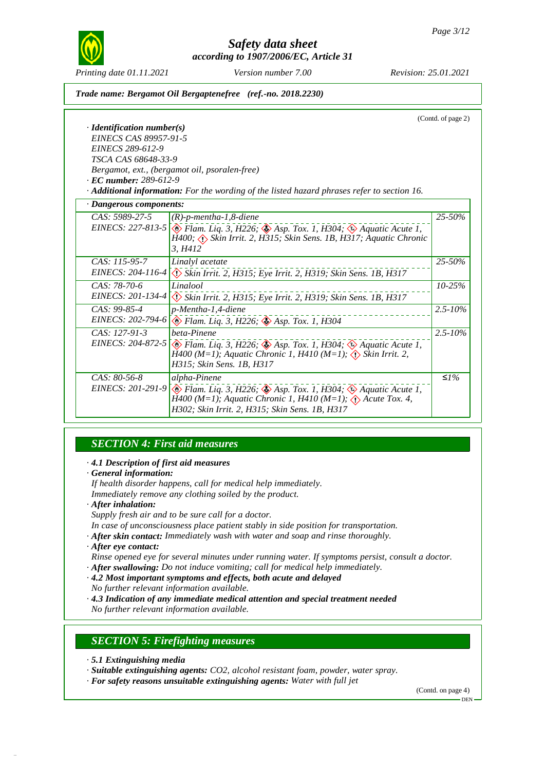*Safety data sheet*
*according to 1907/2006/EC, Article 31*

*Printing date 01.11.2021* *Version number 7.00* *Revision: 25.01.2021*

***Trade name: Bergamot Oil Bergaptenefree (ref.-no. 2018.2230)***

(Contd. of page 2)

· ***Identification number(s)***
*EINECS CAS 89957-91-5*
*EINECS 289-612-9*
*TSCA CAS 68648-33-9*
*Bergamot, ext., (bergamot oil, psoralen-free)*
· ***EC number:*** *289-612-9*
· ***Additional information:*** *For the wording of the listed hazard phrases refer to section 16.*

· ***Dangerous components:***

| CAS / EINECS | Component / Classification | Concentration |
|---|---|---|
| CAS: 5989-27-5<br>EINECS: 227-813-5 | (R)-p-mentha-1,8-diene<br>Flam. Liq. 3, H226; Asp. Tox. 1, H304; Aquatic Acute 1, H400; Skin Irrit. 2, H315; Skin Sens. 1B, H317; Aquatic Chronic 3, H412 | 25-50% |
| CAS: 115-95-7<br>EINECS: 204-116-4 | Linalyl acetate<br>Skin Irrit. 2, H315; Eye Irrit. 2, H319; Skin Sens. 1B, H317 | 25-50% |
| CAS: 78-70-6<br>EINECS: 201-134-4 | Linalool<br>Skin Irrit. 2, H315; Eye Irrit. 2, H319; Skin Sens. 1B, H317 | 10-25% |
| CAS: 99-85-4<br>EINECS: 202-794-6 | p-Mentha-1,4-diene<br>Flam. Liq. 3, H226; Asp. Tox. 1, H304 | 2.5-10% |
| CAS: 127-91-3<br>EINECS: 204-872-5 | beta-Pinene<br>Flam. Liq. 3, H226; Asp. Tox. 1, H304; Aquatic Acute 1, H400 (M=1); Aquatic Chronic 1, H410 (M=1); Skin Irrit. 2, H315; Skin Sens. 1B, H317 | 2.5-10% |
| CAS: 80-56-8<br>EINECS: 201-291-9 | alpha-Pinene<br>Flam. Liq. 3, H226; Asp. Tox. 1, H304; Aquatic Acute 1, H400 (M=1); Aquatic Chronic 1, H410 (M=1); Acute Tox. 4, H302; Skin Irrit. 2, H315; Skin Sens. 1B, H317 | ≤1% |

## SECTION 4: First aid measures

· ***4.1 Description of first aid measures***
· ***General information:***
*If health disorder happens, call for medical help immediately.*
*Immediately remove any clothing soiled by the product.*
· ***After inhalation:***
*Supply fresh air and to be sure call for a doctor.*
*In case of unconsciousness place patient stably in side position for transportation.*
· ***After skin contact:*** *Immediately wash with water and soap and rinse thoroughly.*
· ***After eye contact:***
*Rinse opened eye for several minutes under running water. If symptoms persist, consult a doctor.*
· ***After swallowing:*** *Do not induce vomiting; call for medical help immediately.*
· ***4.2 Most important symptoms and effects, both acute and delayed***
*No further relevant information available.*
· ***4.3 Indication of any immediate medical attention and special treatment needed***
*No further relevant information available.*

## SECTION 5: Firefighting measures

· ***5.1 Extinguishing media***
· ***Suitable extinguishing agents:*** *$CO_2$, alcohol resistant foam, powder, water spray.*
· ***For safety reasons unsuitable extinguishing agents:*** *Water with full jet*

(Contd. on page 4)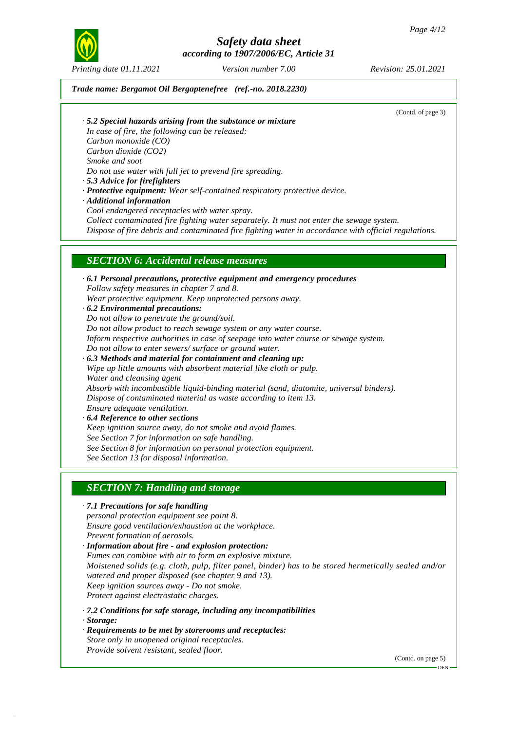*Trade name: Bergamot Oil Bergaptenefree (ref.-no. 2018.2230)*

(Contd. of page 3)

· ***5.2 Special hazards arising from the substance or mixture***
*In case of fire, the following can be released:*
*Carbon monoxide (CO)*
*Carbon dioxide ($CO_2$)*
*Smoke and soot*
*Do not use water with full jet to prevend fire spreading.*

· ***5.3 Advice for firefighters***
· ***Protective equipment:*** *Wear self-contained respiratory protective device.*
· ***Additional information***
*Cool endangered receptacles with water spray.*
*Collect contaminated fire fighting water separately. It must not enter the sewage system.*
*Dispose of fire debris and contaminated fire fighting water in accordance with official regulations.*

## *SECTION 6: Accidental release measures*

· ***6.1 Personal precautions, protective equipment and emergency procedures***
*Follow safety measures in chapter 7 and 8.*
*Wear protective equipment. Keep unprotected persons away.*

· ***6.2 Environmental precautions:***
*Do not allow to penetrate the ground/soil.*
*Do not allow product to reach sewage system or any water course.*
*Inform respective authorities in case of seepage into water course or sewage system.*
*Do not allow to enter sewers/ surface or ground water.*

· ***6.3 Methods and material for containment and cleaning up:***
*Wipe up little amounts with absorbent material like cloth or pulp.*
*Water and cleansing agent*
*Absorb with incombustible liquid-binding material (sand, diatomite, universal binders).*
*Dispose of contaminated material as waste according to item 13.*
*Ensure adequate ventilation.*

· ***6.4 Reference to other sections***
*Keep ignition source away, do not smoke and avoid flames.*
*See Section 7 for information on safe handling.*
*See Section 8 for information on personal protection equipment.*
*See Section 13 for disposal information.*

## *SECTION 7: Handling and storage*

· ***7.1 Precautions for safe handling***
*personal protection equipment see point 8.*
*Ensure good ventilation/exhaustion at the workplace.*
*Prevent formation of aerosols.*

· ***Information about fire - and explosion protection:***
*Fumes can combine with air to form an explosive mixture.*
*Moistened solids (e.g. cloth, pulp, filter panel, binder) has to be stored hermetically sealed and/or watered and proper disposed (see chapter 9 and 13).*
*Keep ignition sources away - Do not smoke.*
*Protect against electrostatic charges.*

· ***7.2 Conditions for safe storage, including any incompatibilities***
· ***Storage:***
· ***Requirements to be met by storerooms and receptacles:***
*Store only in unopened original receptacles.*
*Provide solvent resistant, sealed floor.*

(Contd. on page 5)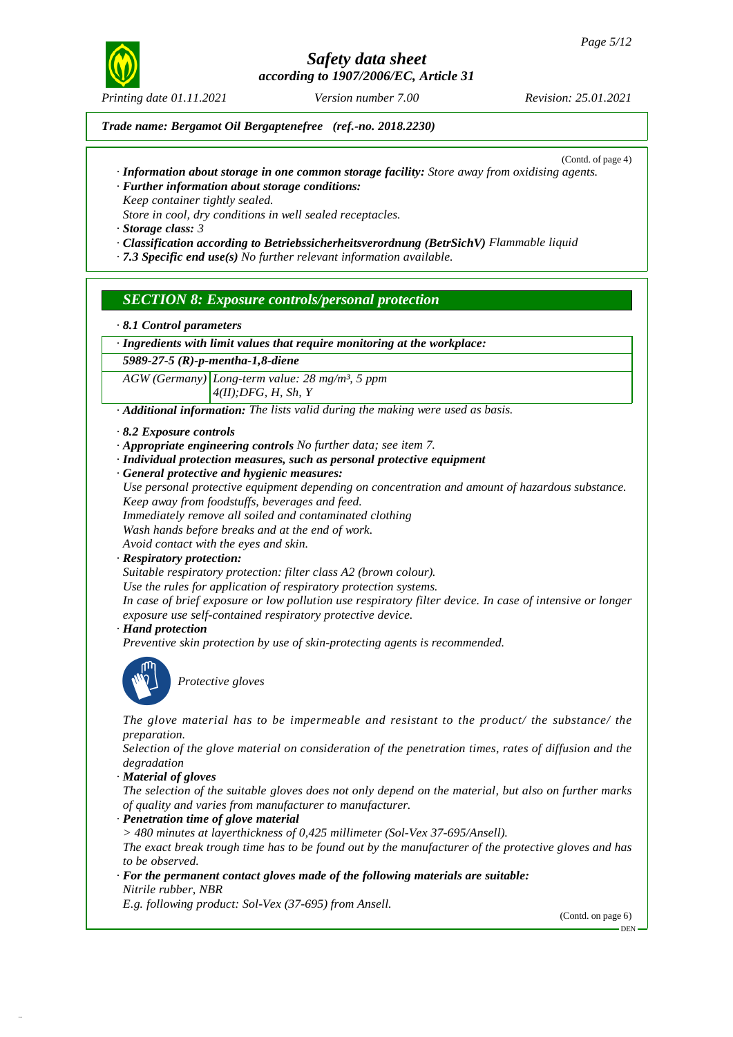Trade name: Bergamot Oil Bergaptenefree (ref.-no. 2018.2230)

(Contd. of page 4)

· **Information about storage in one common storage facility:** Store away from oxidising agents.
· **Further information about storage conditions:**
Keep container tightly sealed.
Store in cool, dry conditions in well sealed receptacles.
· **Storage class:** 3
· **Classification according to Betriebssicherheitsverordnung (BetrSichV)** Flammable liquid
· **7.3 Specific end use(s)** No further relevant information available.

## SECTION 8: Exposure controls/personal protection

· **8.1 Control parameters**

| · Ingredients with limit values that require monitoring at the workplace: | |
|---|---|
| **5989-27-5 (R)-p-mentha-1,8-diene** | |
| AGW (Germany) | Long-term value: 28 mg/m³, 5 ppm<br>4(II);DFG, H, Sh, Y |

· **Additional information:** The lists valid during the making were used as basis.

· **8.2 Exposure controls**
· **Appropriate engineering controls** No further data; see item 7.
· **Individual protection measures, such as personal protective equipment**
· **General protective and hygienic measures:**
Use personal protective equipment depending on concentration and amount of hazardous substance.
Keep away from foodstuffs, beverages and feed.
Immediately remove all soiled and contaminated clothing
Wash hands before breaks and at the end of work.
Avoid contact with the eyes and skin.
· **Respiratory protection:**
Suitable respiratory protection: filter class A2 (brown colour).
Use the rules for application of respiratory protection systems.
In case of brief exposure or low pollution use respiratory filter device. In case of intensive or longer exposure use self-contained respiratory protective device.
· **Hand protection**
Preventive skin protection by use of skin-protecting agents is recommended.

Protective gloves

The glove material has to be impermeable and resistant to the product/ the substance/ the preparation.
Selection of the glove material on consideration of the penetration times, rates of diffusion and the degradation
· **Material of gloves**
The selection of the suitable gloves does not only depend on the material, but also on further marks of quality and varies from manufacturer to manufacturer.
· **Penetration time of glove material**
> 480 minutes at layerthickness of 0,425 millimeter (Sol-Vex 37-695/Ansell).
The exact break trough time has to be found out by the manufacturer of the protective gloves and has to be observed.
· **For the permanent contact gloves made of the following materials are suitable:**
Nitrile rubber, NBR
E.g. following product: Sol-Vex (37-695) from Ansell.

(Contd. on page 6)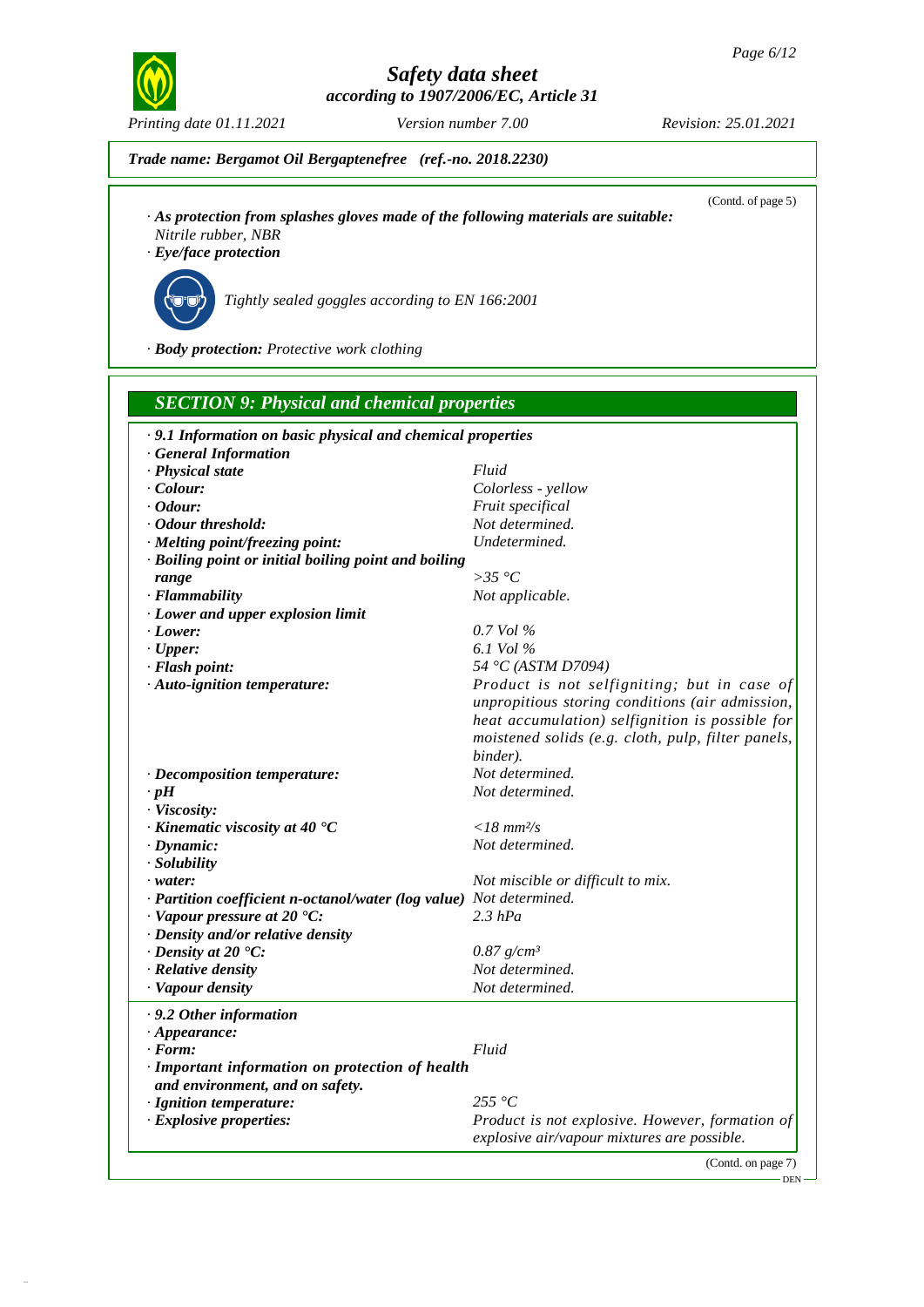*Trade name:* ***Bergamot Oil Bergaptenefree (ref.-no. 2018.2230)***

(Contd. of page 5)

· ***As protection from splashes gloves made of the following materials are suitable:***
*Nitrile rubber, NBR*

· ***Eye/face protection***

*Tightly sealed goggles according to EN 166:2001*

· ***Body protection:*** *Protective work clothing*

## SECTION 9: Physical and chemical properties

· ***9.1 Information on basic physical and chemical properties***

· ***General Information***

| | |
|---|---|
| · ***Physical state*** | *Fluid* |
| · ***Colour:*** | *Colorless - yellow* |
| · ***Odour:*** | *Fruit specifical* |
| · ***Odour threshold:*** | *Not determined.* |
| · ***Melting point/freezing point:*** | *Undetermined.* |
| · ***Boiling point or initial boiling point and boiling range*** | *>35 °C* |
| · ***Flammability*** | *Not applicable.* |
| · ***Lower and upper explosion limit*** | |
| · ***Lower:*** | *0.7 Vol %* |
| · ***Upper:*** | *6.1 Vol %* |
| · ***Flash point:*** | *54 °C (ASTM D7094)* |
| · ***Auto-ignition temperature:*** | *Product is not selfigniting; but in case of unpropitious storing conditions (air admission, heat accumulation) selfignition is possible for moistened solids (e.g. cloth, pulp, filter panels, binder).* |
| · ***Decomposition temperature:*** | *Not determined.* |
| · ***pH*** | *Not determined.* |
| · ***Viscosity:*** | |
| · ***Kinematic viscosity at 40 °C*** | *<18 mm²/s* |
| · ***Dynamic:*** | *Not determined.* |
| · ***Solubility*** | |
| · ***water:*** | *Not miscible or difficult to mix.* |
| · ***Partition coefficient n-octanol/water (log value)*** | *Not determined.* |
| · ***Vapour pressure at 20 °C:*** | *2.3 hPa* |
| · ***Density and/or relative density*** | |
| · ***Density at 20 °C:*** | *0.87 g/cm³* |
| · ***Relative density*** | *Not determined.* |
| · ***Vapour density*** | *Not determined.* |

· ***9.2 Other information***

| | |
|---|---|
| · ***Appearance:*** | |
| · ***Form:*** | *Fluid* |
| · ***Important information on protection of health and environment, and on safety.*** | |
| · ***Ignition temperature:*** | *255 °C* |
| · ***Explosive properties:*** | *Product is not explosive. However, formation of explosive air/vapour mixtures are possible.* |

(Contd. on page 7)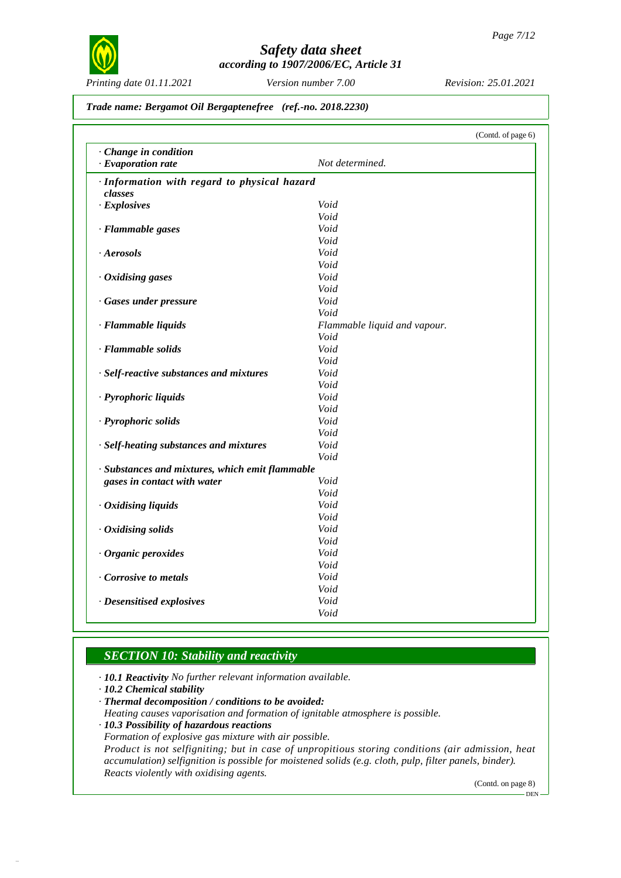**Trade name: Bergamot Oil Bergaptenefree (ref.-no. 2018.2230)**

(Contd. of page 6)

| | |
|---|---|
| · **Change in condition** | |
| · **Evaporation rate** | Not determined. |
| · **Information with regard to physical hazard classes** | |
| · **Explosives** | Void |
| | Void |
| · **Flammable gases** | Void |
| | Void |
| · **Aerosols** | Void |
| | Void |
| · **Oxidising gases** | Void |
| | Void |
| · **Gases under pressure** | Void |
| | Void |
| · **Flammable liquids** | Flammable liquid and vapour. |
| | Void |
| · **Flammable solids** | Void |
| | Void |
| · **Self-reactive substances and mixtures** | Void |
| | Void |
| · **Pyrophoric liquids** | Void |
| | Void |
| · **Pyrophoric solids** | Void |
| | Void |
| · **Self-heating substances and mixtures** | Void |
| | Void |
| · **Substances and mixtures, which emit flammable gases in contact with water** | Void |
| | Void |
| · **Oxidising liquids** | Void |
| | Void |
| · **Oxidising solids** | Void |
| | Void |
| · **Organic peroxides** | Void |
| | Void |
| · **Corrosive to metals** | Void |
| | Void |
| · **Desensitised explosives** | Void |
| | Void |

## SECTION 10: Stability and reactivity

· **10.1 Reactivity** No further relevant information available.

· **10.2 Chemical stability**

· **Thermal decomposition / conditions to be avoided:**
Heating causes vaporisation and formation of ignitable atmosphere is possible.

· **10.3 Possibility of hazardous reactions**
Formation of explosive gas mixture with air possible.
Product is not selfigniting; but in case of unpropitious storing conditions (air admission, heat accumulation) selfignition is possible for moistened solids (e.g. cloth, pulp, filter panels, binder).
Reacts violently with oxidising agents.

(Contd. on page 8)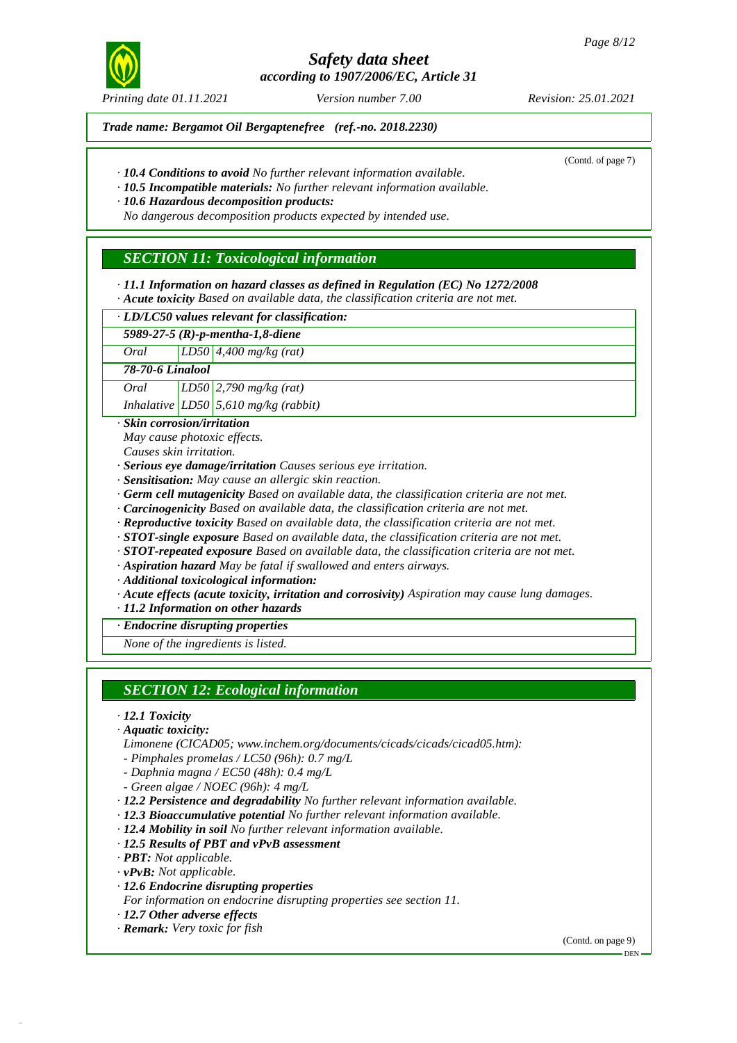*Trade name: Bergamot Oil Bergaptenefree (ref.-no. 2018.2230)*

(Contd. of page 7)

· ***10.4 Conditions to avoid*** *No further relevant information available.*
· ***10.5 Incompatible materials:*** *No further relevant information available.*
· ***10.6 Hazardous decomposition products:***
*No dangerous decomposition products expected by intended use.*

## *SECTION 11: Toxicological information*

· ***11.1 Information on hazard classes as defined in Regulation (EC) No 1272/2008***
· ***Acute toxicity*** *Based on available data, the classification criteria are not met.*

| · ***LD/LC50 values relevant for classification:*** | | |
|---|---|---|
| ***5989-27-5 (R)-p-mentha-1,8-diene*** | | |
| *Oral* | *LD50* | *4,400 mg/kg (rat)* |
| ***78-70-6 Linalool*** | | |
| *Oral* | *LD50* | *2,790 mg/kg (rat)* |
| *Inhalative* | *LD50* | *5,610 mg/kg (rabbit)* |

· ***Skin corrosion/irritation***
*May cause photoxic effects.*
*Causes skin irritation.*
· ***Serious eye damage/irritation*** *Causes serious eye irritation.*
· ***Sensitisation:*** *May cause an allergic skin reaction.*
· ***Germ cell mutagenicity*** *Based on available data, the classification criteria are not met.*
· ***Carcinogenicity*** *Based on available data, the classification criteria are not met.*
· ***Reproductive toxicity*** *Based on available data, the classification criteria are not met.*
· ***STOT-single exposure*** *Based on available data, the classification criteria are not met.*
· ***STOT-repeated exposure*** *Based on available data, the classification criteria are not met.*
· ***Aspiration hazard*** *May be fatal if swallowed and enters airways.*
· ***Additional toxicological information:***
· ***Acute effects (acute toxicity, irritation and corrosivity)*** *Aspiration may cause lung damages.*
· ***11.2 Information on other hazards***

| · ***Endocrine disrupting properties*** |
|---|
| *None of the ingredients is listed.* |

## *SECTION 12: Ecological information*

· ***12.1 Toxicity***
· ***Aquatic toxicity:***
*Limonene (CICAD05; www.inchem.org/documents/cicads/cicads/cicad05.htm):*
*- Pimphales promelas / LC50 (96h): 0.7 mg/L*
*- Daphnia magna / EC50 (48h): 0.4 mg/L*
*- Green algae / NOEC (96h): 4 mg/L*
· ***12.2 Persistence and degradability*** *No further relevant information available.*
· ***12.3 Bioaccumulative potential*** *No further relevant information available.*
· ***12.4 Mobility in soil*** *No further relevant information available.*
· ***12.5 Results of PBT and vPvB assessment***
· ***PBT:*** *Not applicable.*
· ***vPvB:*** *Not applicable.*
· ***12.6 Endocrine disrupting properties***
*For information on endocrine disrupting properties see section 11.*
· ***12.7 Other adverse effects***
· ***Remark:*** *Very toxic for fish*

(Contd. on page 9)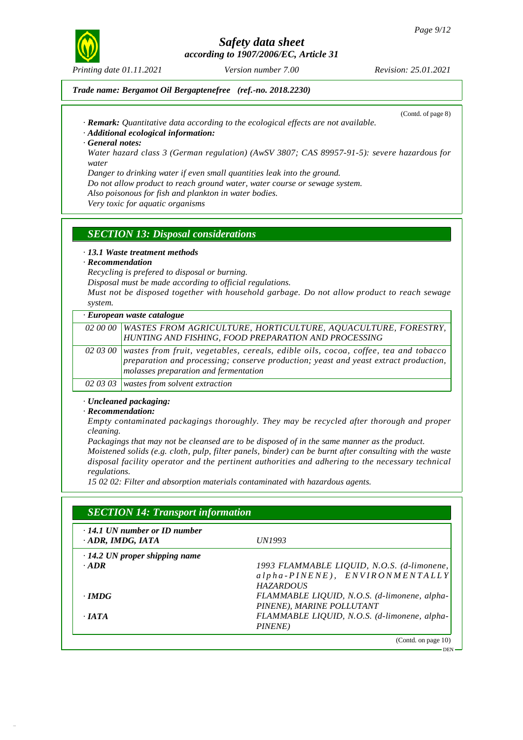(Contd. of page 8)

· **Remark:** *Quantitative data according to the ecological effects are not available.*
· ***Additional ecological information:***
· ***General notes:***

*Water hazard class 3 (German regulation) (AwSV 3807; CAS 89957-91-5): severe hazardous for water*
*Danger to drinking water if even small quantities leak into the ground.*
*Do not allow product to reach ground water, water course or sewage system.*
*Also poisonous for fish and plankton in water bodies.*
*Very toxic for aquatic organisms*

## SECTION 13: Disposal considerations

· ***13.1 Waste treatment methods***
· ***Recommendation***

*Recycling is prefered to disposal or burning.*
*Disposal must be made according to official regulations.*
*Must not be disposed together with household garbage. Do not allow product to reach sewage system.*

· ***European waste catalogue***

| | |
|---|---|
| 02 00 00 | WASTES FROM AGRICULTURE, HORTICULTURE, AQUACULTURE, FORESTRY, HUNTING AND FISHING, FOOD PREPARATION AND PROCESSING |
| 02 03 00 | wastes from fruit, vegetables, cereals, edible oils, cocoa, coffee, tea and tobacco preparation and processing; conserve production; yeast and yeast extract production, molasses preparation and fermentation |
| 02 03 03 | wastes from solvent extraction |

· ***Uncleaned packaging:***
· ***Recommendation:***

*Empty contaminated packagings thoroughly. They may be recycled after thorough and proper cleaning.*
*Packagings that may not be cleansed are to be disposed of in the same manner as the product.*
*Moistened solids (e.g. cloth, pulp, filter panels, binder) can be burnt after consulting with the waste disposal facility operator and the pertinent authorities and adhering to the necessary technical regulations.*
*15 02 02: Filter and absorption materials contaminated with hazardous agents.*

## SECTION 14: Transport information

| | |
|---|---|
| · **14.1 UN number or ID number** · **ADR, IMDG, IATA** | UN1993 |
| · **14.2 UN proper shipping name** | |
| · **ADR** | 1993 FLAMMABLE LIQUID, N.O.S. (d-limonene, alpha-PINENE), ENVIRONMENTALLY HAZARDOUS |
| · **IMDG** | FLAMMABLE LIQUID, N.O.S. (d-limonene, alpha-PINENE), MARINE POLLUTANT |
| · **IATA** | FLAMMABLE LIQUID, N.O.S. (d-limonene, alpha-PINENE) |

(Contd. on page 10)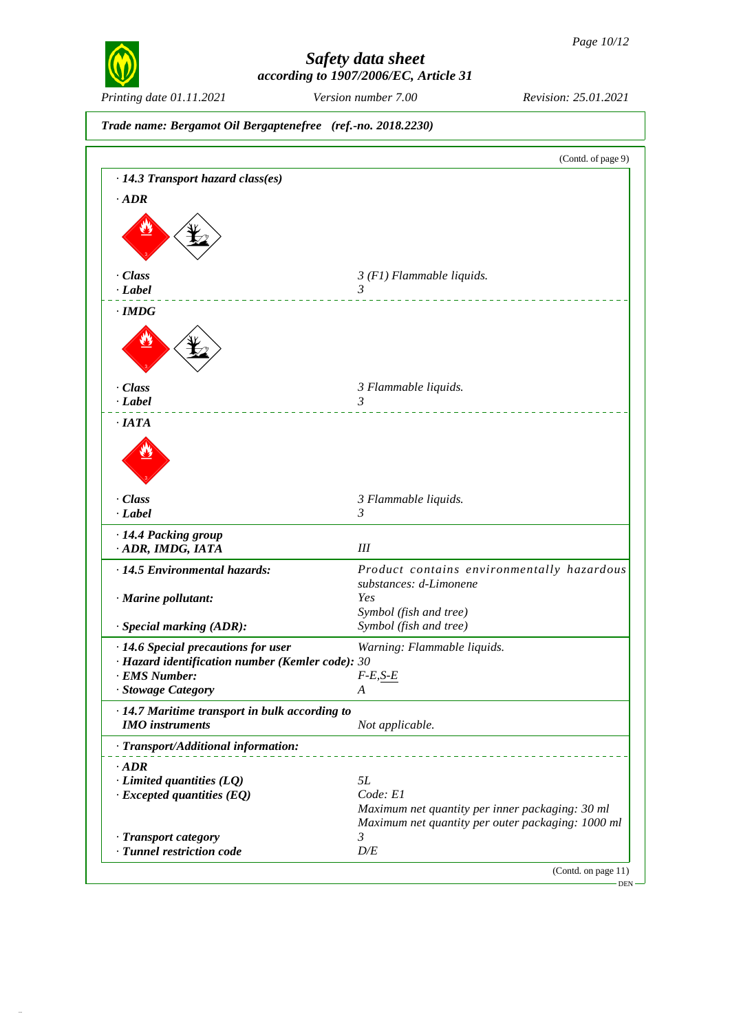*Trade name: Bergamot Oil Bergaptenefree (ref.-no. 2018.2230)*

(Contd. of page 9)

**· 14.3 Transport hazard class(es)**

**· ADR**

| | |
|---|---|
| **· Class** | 3 (F1) Flammable liquids. |
| **· Label** | 3 |

**· IMDG**

| | |
|---|---|
| **· Class** | 3 Flammable liquids. |
| **· Label** | 3 |

**· IATA**

| | |
|---|---|
| **· Class** | 3 Flammable liquids. |
| **· Label** | 3 |

| | |
|---|---|
| **· 14.4 Packing group** | |
| **· ADR, IMDG, IATA** | III |
| **· 14.5 Environmental hazards:** | Product contains environmentally hazardous substances: d-Limonene |
| **· Marine pollutant:** | Yes<br>Symbol (fish and tree) |
| **· Special marking (ADR):** | Symbol (fish and tree) |
| **· 14.6 Special precautions for user** | Warning: Flammable liquids. |
| **· Hazard identification number (Kemler code):** | 30 |
| **· EMS Number:** | F-E,S-E |
| **· Stowage Category** | A |
| **· 14.7 Maritime transport in bulk according to IMO instruments** | Not applicable. |

**· Transport/Additional information:**

| | |
|---|---|
| **· ADR** | |
| **· Limited quantities (LQ)** | 5L |
| **· Excepted quantities (EQ)** | Code: E1<br>Maximum net quantity per inner packaging: 30 ml<br>Maximum net quantity per outer packaging: 1000 ml |
| **· Transport category** | 3 |
| **· Tunnel restriction code** | D/E |

(Contd. on page 11)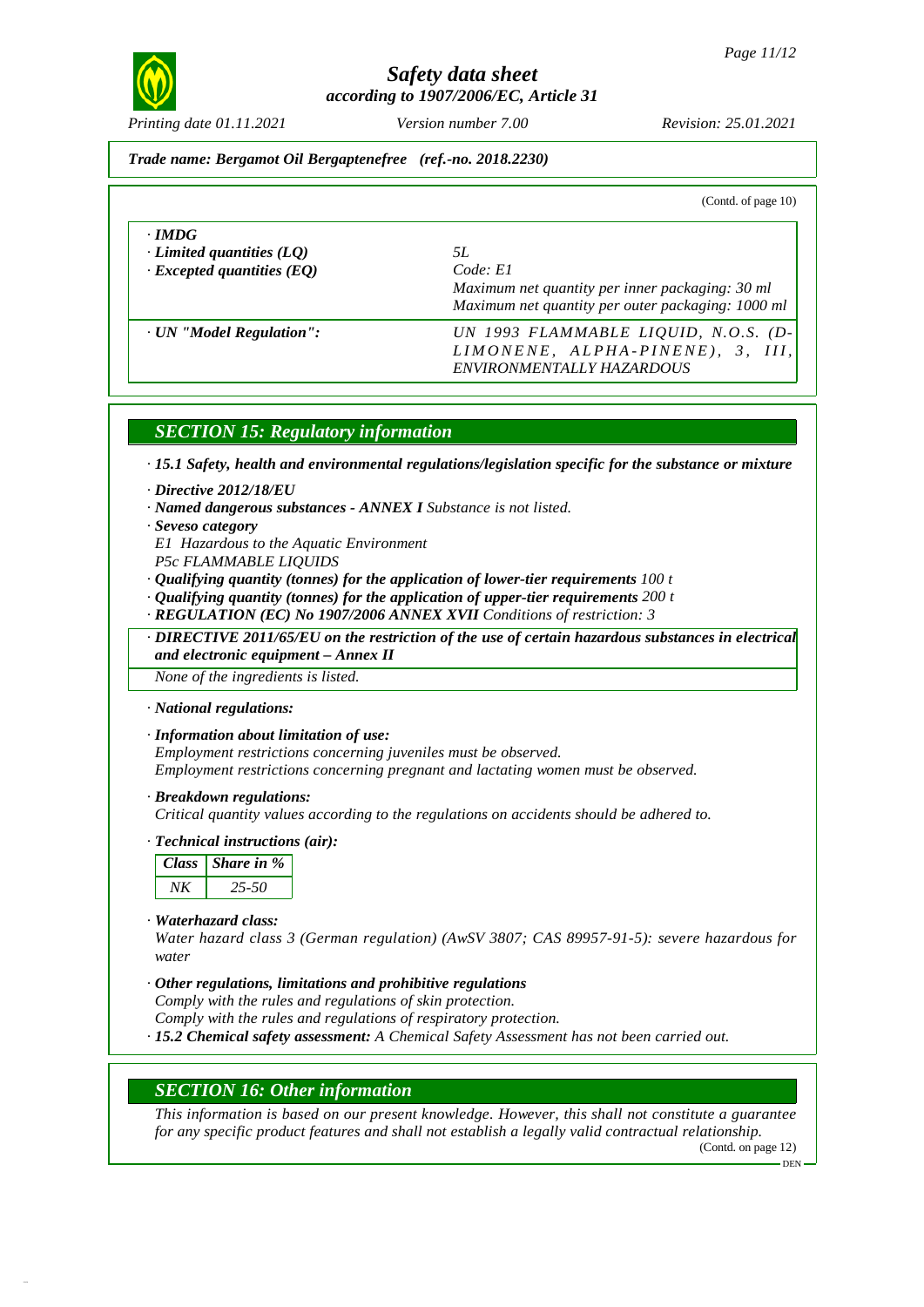(Contd. of page 10)

| · IMDG | |
|---|---|
| · Limited quantities (LQ) | 5L |
| · Excepted quantities (EQ) | Code: E1<br>Maximum net quantity per inner packaging: 30 ml<br>Maximum net quantity per outer packaging: 1000 ml |
| · UN "Model Regulation": | UN 1993 FLAMMABLE LIQUID, N.O.S. (D-LIMONENE, ALPHA-PINENE), 3, III, ENVIRONMENTALLY HAZARDOUS |

## SECTION 15: Regulatory information

· **15.1 Safety, health and environmental regulations/legislation specific for the substance or mixture**

· **Directive 2012/18/EU**

· **Named dangerous substances - ANNEX I** Substance is not listed.

· **Seveso category**

E1 Hazardous to the Aquatic Environment

P5c FLAMMABLE LIQUIDS

· **Qualifying quantity (tonnes) for the application of lower-tier requirements** 100 t

· **Qualifying quantity (tonnes) for the application of upper-tier requirements** 200 t

· **REGULATION (EC) No 1907/2006 ANNEX XVII** Conditions of restriction: 3

· **DIRECTIVE 2011/65/EU on the restriction of the use of certain hazardous substances in electrical and electronic equipment – Annex II**

None of the ingredients is listed.

· **National regulations:**

· **Information about limitation of use:**

Employment restrictions concerning juveniles must be observed.

Employment restrictions concerning pregnant and lactating women must be observed.

· **Breakdown regulations:**

Critical quantity values according to the regulations on accidents should be adhered to.

· **Technical instructions (air):**

| Class | Share in % |
|---|---|
| NK | 25-50 |

· **Waterhazard class:**

Water hazard class 3 (German regulation) (AwSV 3807; CAS 89957-91-5): severe hazardous for water

· **Other regulations, limitations and prohibitive regulations**

Comply with the rules and regulations of skin protection.

Comply with the rules and regulations of respiratory protection.

· **15.2 Chemical safety assessment:** A Chemical Safety Assessment has not been carried out.

## SECTION 16: Other information

This information is based on our present knowledge. However, this shall not constitute a guarantee for any specific product features and shall not establish a legally valid contractual relationship.

(Contd. on page 12)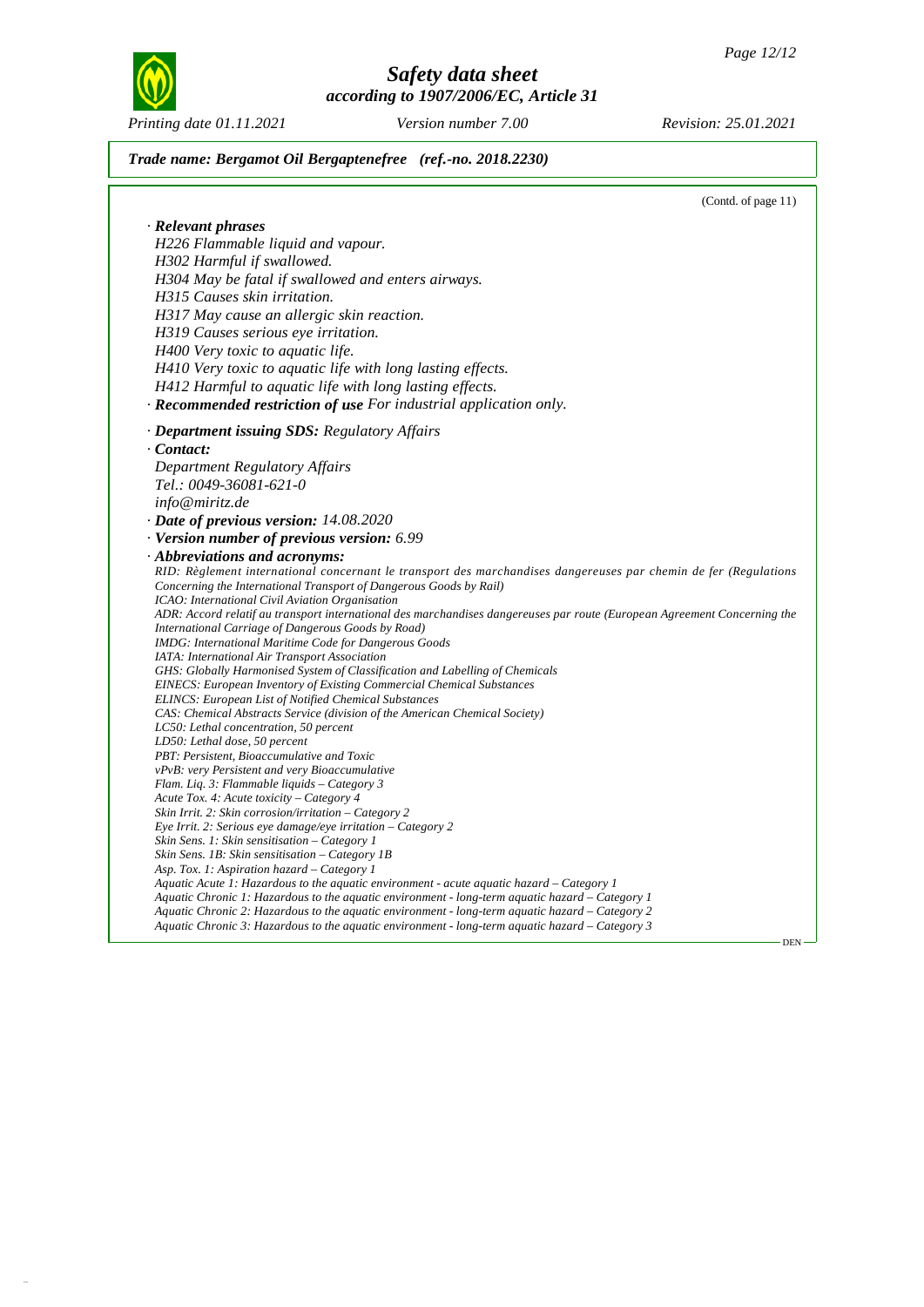(Contd. of page 11)

· **Relevant phrases**

*H226 Flammable liquid and vapour.*
*H302 Harmful if swallowed.*
*H304 May be fatal if swallowed and enters airways.*
*H315 Causes skin irritation.*
*H317 May cause an allergic skin reaction.*
*H319 Causes serious eye irritation.*
*H400 Very toxic to aquatic life.*
*H410 Very toxic to aquatic life with long lasting effects.*
*H412 Harmful to aquatic life with long lasting effects.*

· **Recommended restriction of use** *For industrial application only.*

· **Department issuing SDS:** *Regulatory Affairs*

· **Contact:**

*Department Regulatory Affairs*
*Tel.: 0049-36081-621-0*
*info@miritz.de*

· **Date of previous version:** *14.08.2020*

· **Version number of previous version:** *6.99*

· **Abbreviations and acronyms:**

*RID: Règlement international concernant le transport des marchandises dangereuses par chemin de fer (Regulations Concerning the International Transport of Dangerous Goods by Rail)*
*ICAO: International Civil Aviation Organisation*
*ADR: Accord relatif au transport international des marchandises dangereuses par route (European Agreement Concerning the International Carriage of Dangerous Goods by Road)*
*IMDG: International Maritime Code for Dangerous Goods*
*IATA: International Air Transport Association*
*GHS: Globally Harmonised System of Classification and Labelling of Chemicals*
*EINECS: European Inventory of Existing Commercial Chemical Substances*
*ELINCS: European List of Notified Chemical Substances*
*CAS: Chemical Abstracts Service (division of the American Chemical Society)*
*LC50: Lethal concentration, 50 percent*
*LD50: Lethal dose, 50 percent*
*PBT: Persistent, Bioaccumulative and Toxic*
*vPvB: very Persistent and very Bioaccumulative*
*Flam. Liq. 3: Flammable liquids – Category 3*
*Acute Tox. 4: Acute toxicity – Category 4*
*Skin Irrit. 2: Skin corrosion/irritation – Category 2*
*Eye Irrit. 2: Serious eye damage/eye irritation – Category 2*
*Skin Sens. 1: Skin sensitisation – Category 1*
*Skin Sens. 1B: Skin sensitisation – Category 1B*
*Asp. Tox. 1: Aspiration hazard – Category 1*
*Aquatic Acute 1: Hazardous to the aquatic environment - acute aquatic hazard – Category 1*
*Aquatic Chronic 1: Hazardous to the aquatic environment - long-term aquatic hazard – Category 1*
*Aquatic Chronic 2: Hazardous to the aquatic environment - long-term aquatic hazard – Category 2*
*Aquatic Chronic 3: Hazardous to the aquatic environment - long-term aquatic hazard – Category 3*